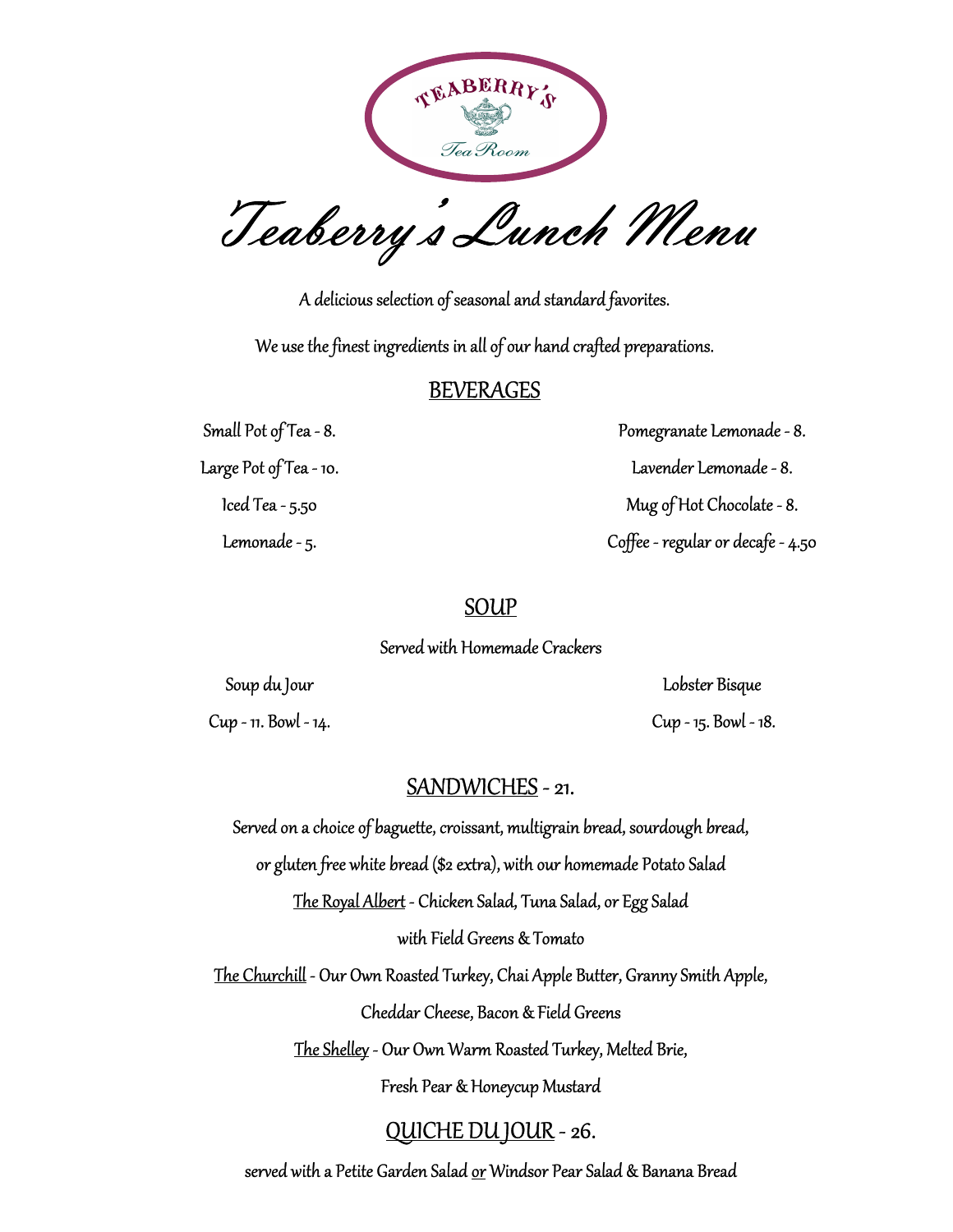TEABERRY'S

Tea Room

# Teaberry's Lunch Menu

A delicious selection of seasonal and standard favorites.

We use the finest ingredients in all of our hand crafted preparations.

## BEVERAGES

Small Pot of Tea - 8.

Large Pot of Tea - 10.

Iced Tea - 5.50

Lemonade - 5.

Pomegranate Lemonade - 8.

Lavender Lemonade - 8.

Mug of Hot Chocolate - 8.

Coffee - regular or decafe - 4.50

## SOUP

Served with Homemade Crackers

Soup du Jour

Cup - 11. Bowl - 14.

Lobster Bisque

Cup - 15. Bowl - 18.

## SANDWICHES - 21.

Served on a choice of baguette, croissant, multigrain bread, sourdough bread,

or gluten free white bread ($2 extra), with our homemade Potato Salad

The Royal Albert - Chicken Salad, Tuna Salad, or Egg Salad

with Field Greens & Tomato

The Churchill - Our Own Roasted Turkey, Chai Apple Butter, Granny Smith Apple,

Cheddar Cheese, Bacon & Field Greens

The Shelley - Our Own Warm Roasted Turkey, Melted Brie,

Fresh Pear & Honeycup Mustard

## QUICHE DU JOUR - 26.

served with a Petite Garden Salad or Windsor Pear Salad & Banana Bread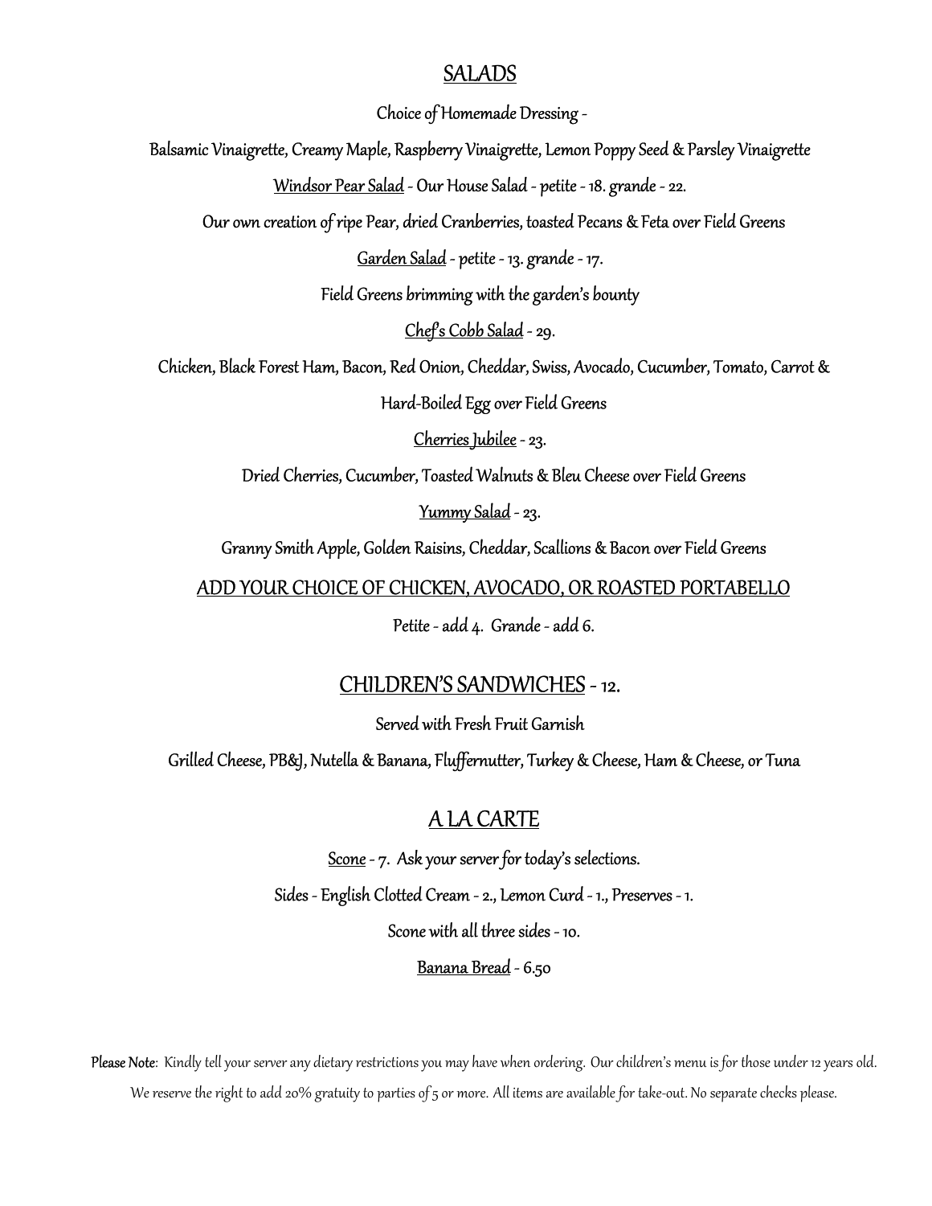## SALADS

Choice of Homemade Dressing -

Balsamic Vinaigrette, Creamy Maple, Raspberry Vinaigrette, Lemon Poppy Seed & Parsley Vinaigrette

Windsor Pear Salad - Our House Salad - petite - 18. grande - 22.

Our own creation of ripe Pear, dried Cranberries, toasted Pecans & Feta over Field Greens

Garden Salad - petite - 13. grande - 17.

Field Greens brimming with the garden's bounty

Chef's Cobb Salad - 29.

Chicken, Black Forest Ham, Bacon, Red Onion, Cheddar, Swiss, Avocado, Cucumber, Tomato, Carrot & Hard-Boiled Egg over Field Greens

Cherries Jubilee - 23.

Dried Cherries, Cucumber, Toasted Walnuts & Bleu Cheese over Field Greens

Yummy Salad - 23.

Granny Smith Apple, Golden Raisins, Cheddar, Scallions & Bacon over Field Greens

ADD YOUR CHOICE OF CHICKEN, AVOCADO, OR ROASTED PORTABELLO

Petite - add 4. Grande - add 6.

## CHILDREN'S SANDWICHES - 12.

Served with Fresh Fruit Garnish

Grilled Cheese, PB&J, Nutella & Banana, Fluffernutter, Turkey & Cheese, Ham & Cheese, or Tuna

## A LA CARTE

Scone - 7. Ask your server for today's selections.

Sides - English Clotted Cream - 2., Lemon Curd - 1., Preserves - 1.

Scone with all three sides - 10.

Banana Bread - 6.50

**Please Note**: Kindly tell your server any dietary restrictions you may have when ordering. Our children's menu is for those under 12 years old. We reserve the right to add 20% gratuity to parties of 5 or more. All items are available for take-out. No separate checks please.